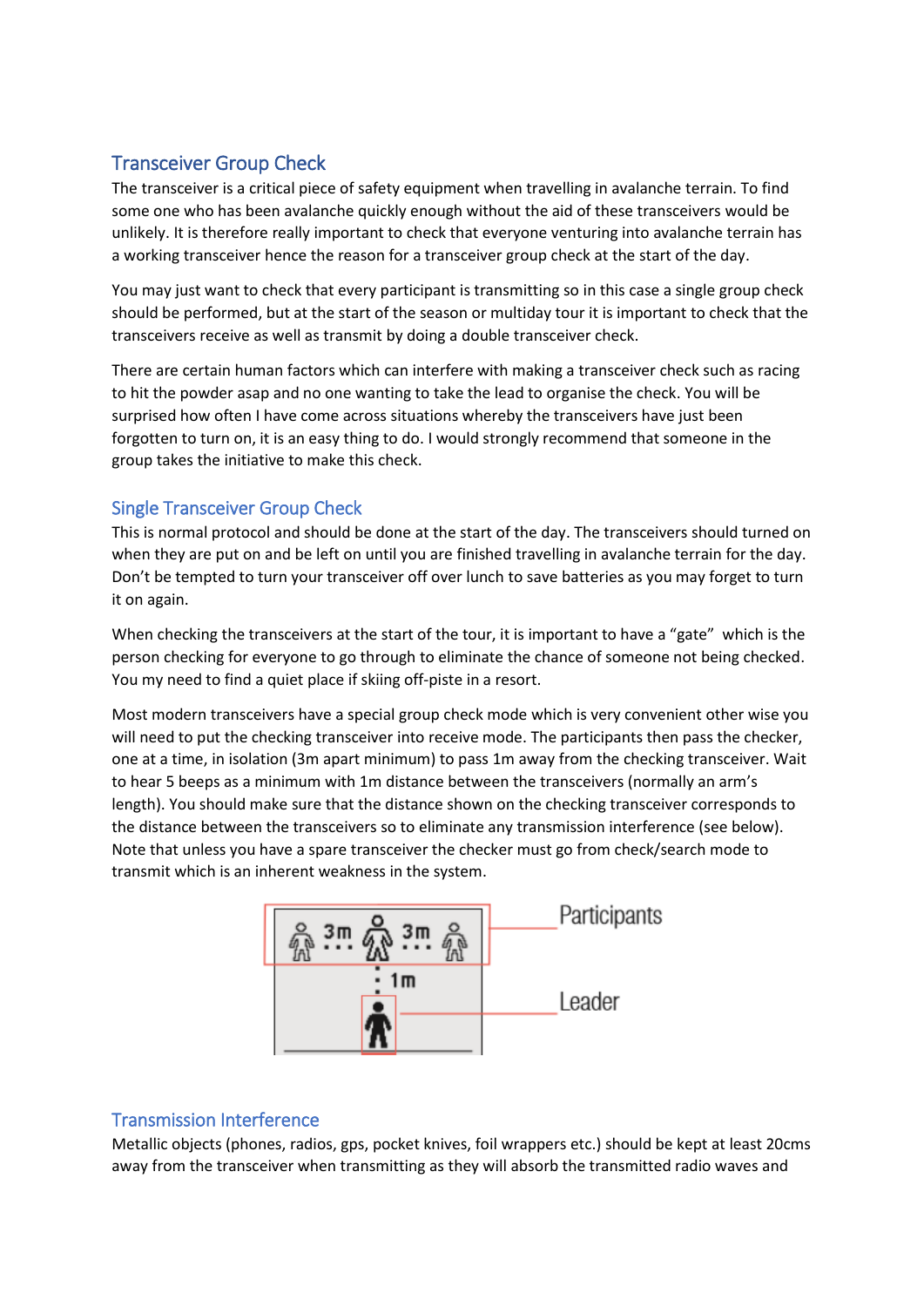## Transceiver Group Check

The transceiver is a critical piece of safety equipment when travelling in avalanche terrain. To find some one who has been avalanche quickly enough without the aid of these transceivers would be unlikely. It is therefore really important to check that everyone venturing into avalanche terrain has a working transceiver hence the reason for a transceiver group check at the start of the day.

You may just want to check that every participant is transmitting so in this case a single group check should be performed, but at the start of the season or multiday tour it is important to check that the transceivers receive as well as transmit by doing a double transceiver check.

There are certain human factors which can interfere with making a transceiver check such as racing to hit the powder asap and no one wanting to take the lead to organise the check. You will be surprised how often I have come across situations whereby the transceivers have just been forgotten to turn on, it is an easy thing to do. I would strongly recommend that someone in the group takes the initiative to make this check.

## Single Transceiver Group Check

This is normal protocol and should be done at the start of the day. The transceivers should turned on when they are put on and be left on until you are finished travelling in avalanche terrain for the day. Don't be tempted to turn your transceiver off over lunch to save batteries as you may forget to turn it on again.

When checking the transceivers at the start of the tour, it is important to have a "gate" which is the person checking for everyone to go through to eliminate the chance of someone not being checked. You my need to find a quiet place if skiing off-piste in a resort.

Most modern transceivers have a special group check mode which is very convenient other wise you will need to put the checking transceiver into receive mode. The participants then pass the checker, one at a time, in isolation (3m apart minimum) to pass 1m away from the checking transceiver. Wait to hear 5 beeps as a minimum with 1m distance between the transceivers (normally an arm's length). You should make sure that the distance shown on the checking transceiver corresponds to the distance between the transceivers so to eliminate any transmission interference (see below). Note that unless you have a spare transceiver the checker must go from check/search mode to transmit which is an inherent weakness in the system.

## Transmission Interference

Metallic objects (phones, radios, gps, pocket knives, foil wrappers etc.) should be kept at least 20cms away from the transceiver when transmitting as they will absorb the transmitted radio waves and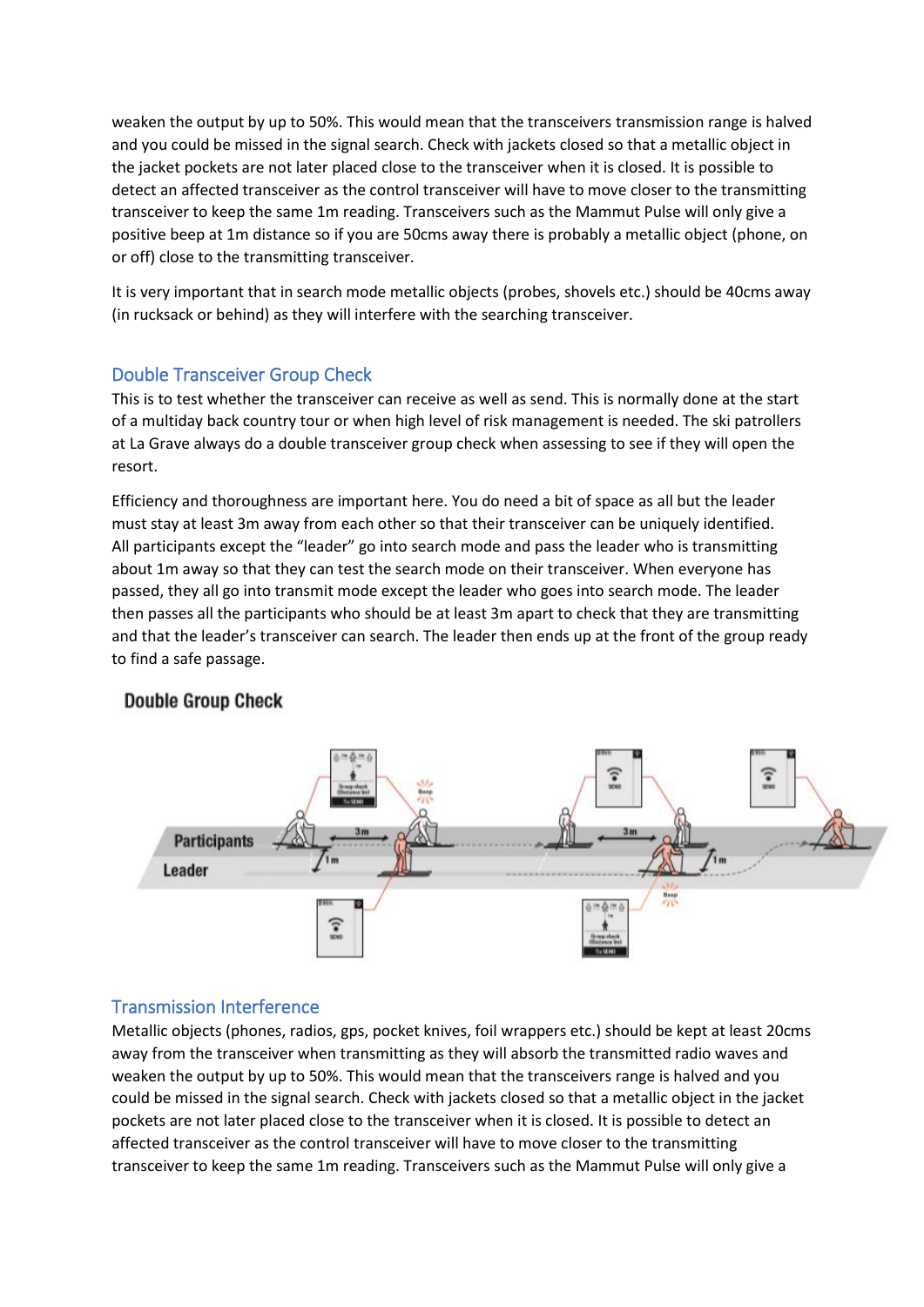weaken the output by up to 50%. This would mean that the transceivers transmission range is halved and you could be missed in the signal search. Check with jackets closed so that a metallic object in the jacket pockets are not later placed close to the transceiver when it is closed. It is possible to detect an affected transceiver as the control transceiver will have to move closer to the transmitting transceiver to keep the same 1m reading. Transceivers such as the Mammut Pulse will only give a positive beep at 1m distance so if you are 50cms away there is probably a metallic object (phone, on or off) close to the transmitting transceiver.

It is very important that in search mode metallic objects (probes, shovels etc.) should be 40cms away (in rucksack or behind) as they will interfere with the searching transceiver.

## Double Transceiver Group Check

This is to test whether the transceiver can receive as well as send. This is normally done at the start of a multiday back country tour or when high level of risk management is needed. The ski patrollers at La Grave always do a double transceiver group check when assessing to see if they will open the resort.

Efficiency and thoroughness are important here. You do need a bit of space as all but the leader must stay at least 3m away from each other so that their transceiver can be uniquely identified. All participants except the "leader" go into search mode and pass the leader who is transmitting about 1m away so that they can test the search mode on their transceiver. When everyone has passed, they all go into transmit mode except the leader who goes into search mode. The leader then passes all the participants who should be at least 3m apart to check that they are transmitting and that the leader's transceiver can search. The leader then ends up at the front of the group ready to find a safe passage.

**Double Group Check**

## Transmission Interference

Metallic objects (phones, radios, gps, pocket knives, foil wrappers etc.) should be kept at least 20cms away from the transceiver when transmitting as they will absorb the transmitted radio waves and weaken the output by up to 50%. This would mean that the transceivers range is halved and you could be missed in the signal search. Check with jackets closed so that a metallic object in the jacket pockets are not later placed close to the transceiver when it is closed. It is possible to detect an affected transceiver as the control transceiver will have to move closer to the transmitting transceiver to keep the same 1m reading. Transceivers such as the Mammut Pulse will only give a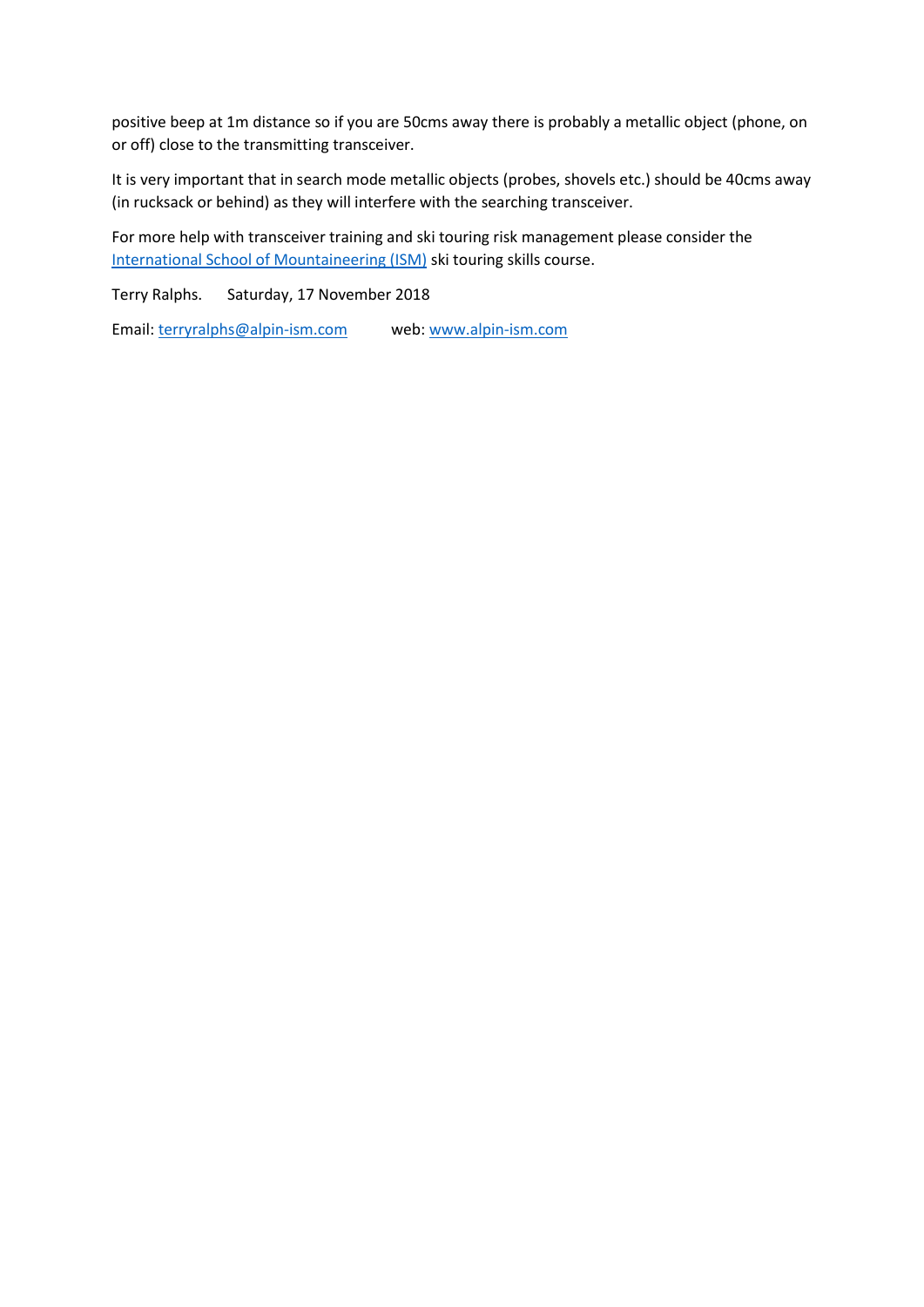positive beep at 1m distance so if you are 50cms away there is probably a metallic object (phone, on or off) close to the transmitting transceiver.

It is very important that in search mode metallic objects (probes, shovels etc.) should be 40cms away (in rucksack or behind) as they will interfere with the searching transceiver.

For more help with transceiver training and ski touring risk management please consider the [International School of Mountaineering (ISM)](http://www.alpin-ism.com) ski touring skills course.

Terry Ralphs.  Saturday, 17 November 2018

Email: [terryralphs@alpin-ism.com](mailto:terryralphs@alpin-ism.com)  web: [www.alpin-ism.com](http://www.alpin-ism.com)